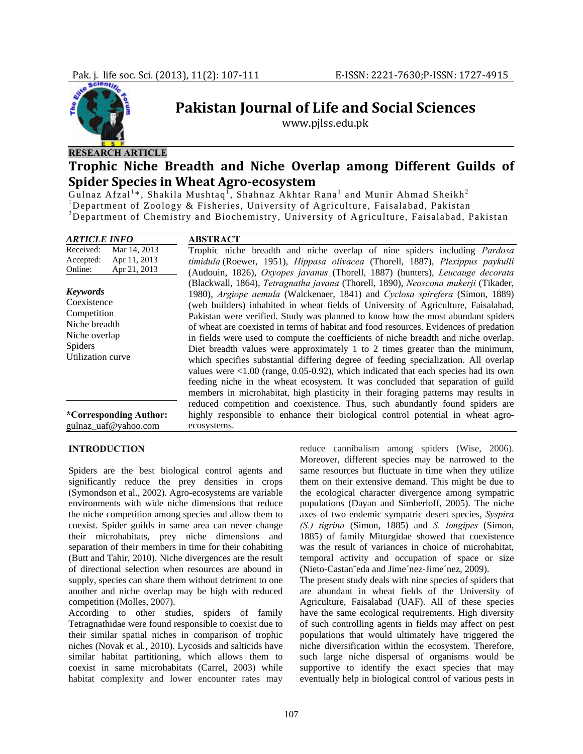**RESEARCH ARTICLE**

# Trophic Niche Breadth and Niche Overlap among Different Guilds of Spider Species in Wheat Agro-ecosystem

Gulnaz Afzal[1]*, Shakila Mushtaq[1], Shahnaz Akhtar Rana[1] and Munir Ahmad Sheikh[2]

[1]Department of Zoology & Fisheries, University of Agriculture, Faisalabad, Pakistan

[2]Department of Chemistry and Biochemistry, University of Agriculture, Faisalabad, Pakistan

**ARTICLE INFO**

| Received: | Mar 14, 2013 |
|---|---|
| Accepted: | Apr 11, 2013 |
| Online: | Apr 21, 2013 |

***Keywords***

Coexistence
Competition
Niche breadth
Niche overlap
Spiders
Utilization curve

**\*Corresponding Author:**
gulnaz_uaf@yahoo.com

**ABSTRACT**

Trophic niche breadth and niche overlap of nine spiders including *Pardosa timidula* (Roewer, 1951), *Hippasa olivacea* (Thorell, 1887), *Plexippus paykulli* (Audouin, 1826), *Oxyopes javanus* (Thorell, 1887) (hunters), *Leucauge decorata* (Blackwall, 1864), *Tetragnatha javana* (Thorell, 1890), *Neoscona mukerji* (Tikader, 1980), *Argiope aemula* (Walckenaer, 1841) and *Cyclosa spirefera* (Simon, 1889) (web builders) inhabited in wheat fields of University of Agriculture, Faisalabad, Pakistan were verified. Study was planned to know how the most abundant spiders of wheat are coexisted in terms of habitat and food resources. Evidences of predation in fields were used to compute the coefficients of niche breadth and niche overlap. Diet breadth values were approximately 1 to 2 times greater than the minimum, which specifies substantial differing degree of feeding specialization. All overlap values were <1.00 (range, 0.05-0.92), which indicated that each species had its own feeding niche in the wheat ecosystem. It was concluded that separation of guild members in microhabitat, high plasticity in their foraging patterns may results in reduced competition and coexistence. Thus, such abundantly found spiders are highly responsible to enhance their biological control potential in wheat agro-ecosystems.

## INTRODUCTION

Spiders are the best biological control agents and significantly reduce the prey densities in crops (Symondson et al., 2002). Agro-ecosystems are variable environments with wide niche dimensions that reduce the niche competition among species and allow them to coexist. Spider guilds in same area can never change their microhabitats, prey niche dimensions and separation of their members in time for their cohabiting (Butt and Tahir, 2010). Niche divergences are the result of directional selection when resources are abound in supply, species can share them without detriment to one another and niche overlap may be high with reduced competition (Molles, 2007).

According to other studies, spiders of family Tetragnathidae were found responsible to coexist due to their similar spatial niches in comparison of trophic niches (Novak et al*.*, 2010). Lycosids and salticids have similar habitat partitioning, which allows them to coexist in same microhabitats (Carrel, 2003) while habitat complexity and lower encounter rates may reduce cannibalism among spiders (Wise, 2006). Moreover, different species may be narrowed to the same resources but fluctuate in time when they utilize them on their extensive demand. This might be due to the ecological character divergence among sympatric populations (Dayan and Simberloff, 2005). The niche axes of two endemic sympatric desert species, *Syspira (S.) tigrina* (Simon, 1885) and *S. longipes* (Simon, 1885) of family Miturgidae showed that coexistence was the result of variances in choice of microhabitat, temporal activity and occupation of space or size (Nieto-Castan˜eda and Jime´nez-Jime´nez, 2009).

The present study deals with nine species of spiders that are abundant in wheat fields of the University of Agriculture, Faisalabad (UAF). All of these species have the same ecological requirements. High diversity of such controlling agents in fields may affect on pest populations that would ultimately have triggered the niche diversification within the ecosystem. Therefore, such large niche dispersal of organisms would be supportive to identify the exact species that may eventually help in biological control of various pests in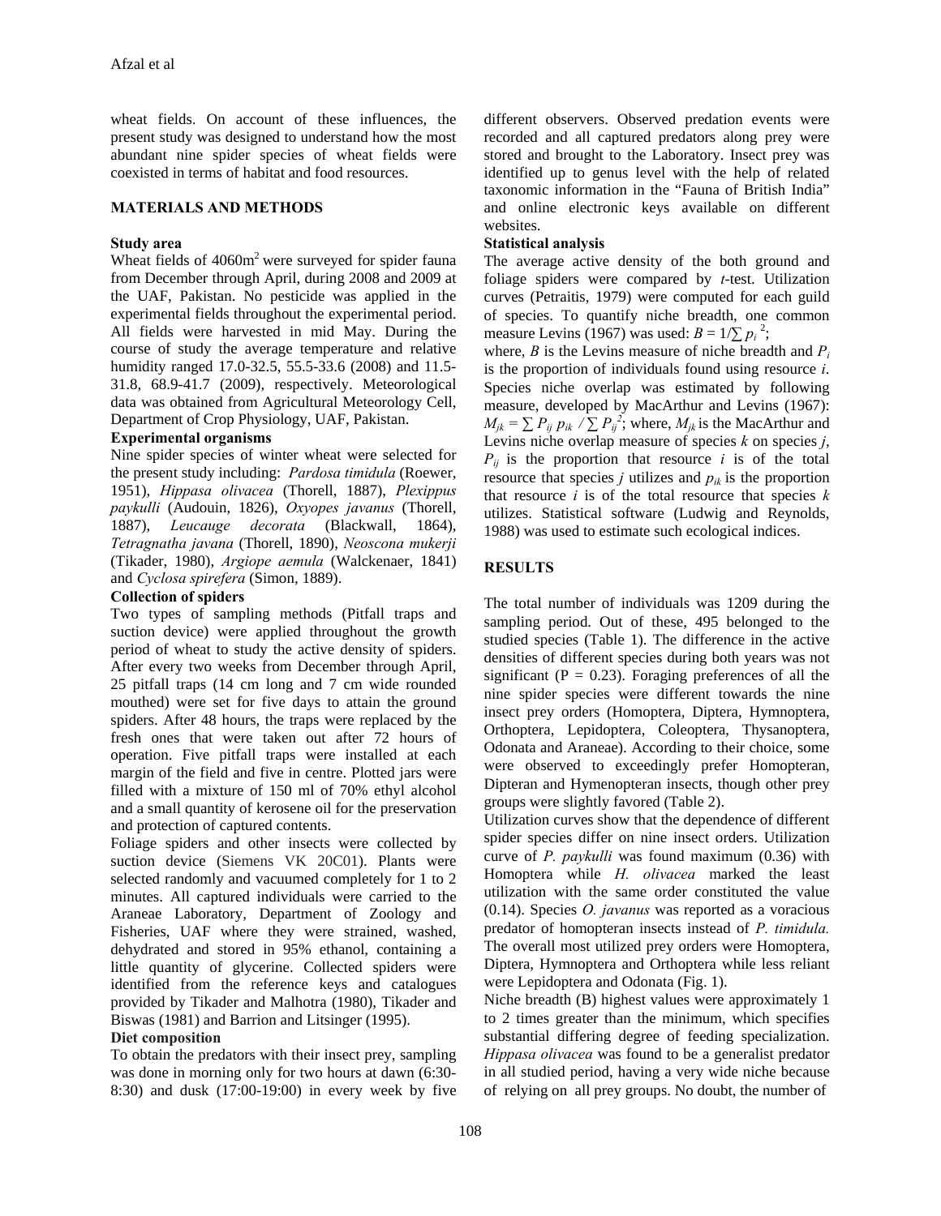wheat fields. On account of these influences, the present study was designed to understand how the most abundant nine spider species of wheat fields were coexisted in terms of habitat and food resources.

## MATERIALS AND METHODS

### Study area

Wheat fields of 4060m$^2$ were surveyed for spider fauna from December through April, during 2008 and 2009 at the UAF, Pakistan. No pesticide was applied in the experimental fields throughout the experimental period. All fields were harvested in mid May. During the course of study the average temperature and relative humidity ranged 17.0-32.5, 55.5-33.6 (2008) and 11.5-31.8, 68.9-41.7 (2009), respectively. Meteorological data was obtained from Agricultural Meteorology Cell, Department of Crop Physiology, UAF, Pakistan.

### Experimental organisms

Nine spider species of winter wheat were selected for the present study including: *Pardosa timidula* (Roewer, 1951), *Hippasa olivacea* (Thorell, 1887), *Plexippus paykulli* (Audouin, 1826), *Oxyopes javanus* (Thorell, 1887), *Leucauge decorata* (Blackwall, 1864), *Tetragnatha javana* (Thorell, 1890), *Neoscona mukerji* (Tikader, 1980), *Argiope aemula* (Walckenaer, 1841) and *Cyclosa spirefera* (Simon, 1889).

### Collection of spiders

Two types of sampling methods (Pitfall traps and suction device) were applied throughout the growth period of wheat to study the active density of spiders. After every two weeks from December through April, 25 pitfall traps (14 cm long and 7 cm wide rounded mouthed) were set for five days to attain the ground spiders. After 48 hours, the traps were replaced by the fresh ones that were taken out after 72 hours of operation. Five pitfall traps were installed at each margin of the field and five in centre. Plotted jars were filled with a mixture of 150 ml of 70% ethyl alcohol and a small quantity of kerosene oil for the preservation and protection of captured contents.

Foliage spiders and other insects were collected by suction device (Siemens VK 20C01). Plants were selected randomly and vacuumed completely for 1 to 2 minutes. All captured individuals were carried to the Araneae Laboratory, Department of Zoology and Fisheries, UAF where they were strained, washed, dehydrated and stored in 95% ethanol, containing a little quantity of glycerine. Collected spiders were identified from the reference keys and catalogues provided by Tikader and Malhotra (1980), Tikader and Biswas (1981) and Barrion and Litsinger (1995).

### Diet composition

To obtain the predators with their insect prey, sampling was done in morning only for two hours at dawn (6:30-8:30) and dusk (17:00-19:00) in every week by five different observers. Observed predation events were recorded and all captured predators along prey were stored and brought to the Laboratory. Insect prey was identified up to genus level with the help of related taxonomic information in the "Fauna of British India" and online electronic keys available on different websites.

### Statistical analysis

The average active density of the both ground and foliage spiders were compared by *t*-test. Utilization curves (Petraitis, 1979) were computed for each guild of species. To quantify niche breadth, one common measure Levins (1967) was used: $B = 1/\sum p_i^{\,2}$;

where, $B$ is the Levins measure of niche breadth and $P_i$ is the proportion of individuals found using resource $i$. Species niche overlap was estimated by following measure, developed by MacArthur and Levins (1967): $M_{jk} = \sum P_{ij}\, p_{ik} \,/ \sum P_{ij}^{\,2}$; where, $M_{jk}$ is the MacArthur and Levins niche overlap measure of species $k$ on species $j$, $P_{ij}$ is the proportion that resource $i$ is of the total resource that species $j$ utilizes and $p_{ik}$ is the proportion that resource $i$ is of the total resource that species $k$ utilizes. Statistical software (Ludwig and Reynolds, 1988) was used to estimate such ecological indices.

## RESULTS

The total number of individuals was 1209 during the sampling period. Out of these, 495 belonged to the studied species (Table 1). The difference in the active densities of different species during both years was not significant ($P = 0.23$). Foraging preferences of all the nine spider species were different towards the nine insect prey orders (Homoptera, Diptera, Hymnoptera, Orthoptera, Lepidoptera, Coleoptera, Thysanoptera, Odonata and Araneae). According to their choice, some were observed to exceedingly prefer Homopteran, Dipteran and Hymenopteran insects, though other prey groups were slightly favored (Table 2).

Utilization curves show that the dependence of different spider species differ on nine insect orders. Utilization curve of *P. paykulli* was found maximum (0.36) with Homoptera while *H. olivacea* marked the least utilization with the same order constituted the value (0.14). Species *O. javanus* was reported as a voracious predator of homopteran insects instead of *P. timidula.* The overall most utilized prey orders were Homoptera, Diptera, Hymnoptera and Orthoptera while less reliant were Lepidoptera and Odonata (Fig. 1).

Niche breadth (B) highest values were approximately 1 to 2 times greater than the minimum, which specifies substantial differing degree of feeding specialization. *Hippasa olivacea* was found to be a generalist predator in all studied period, having a very wide niche because of relying on all prey groups. No doubt, the number of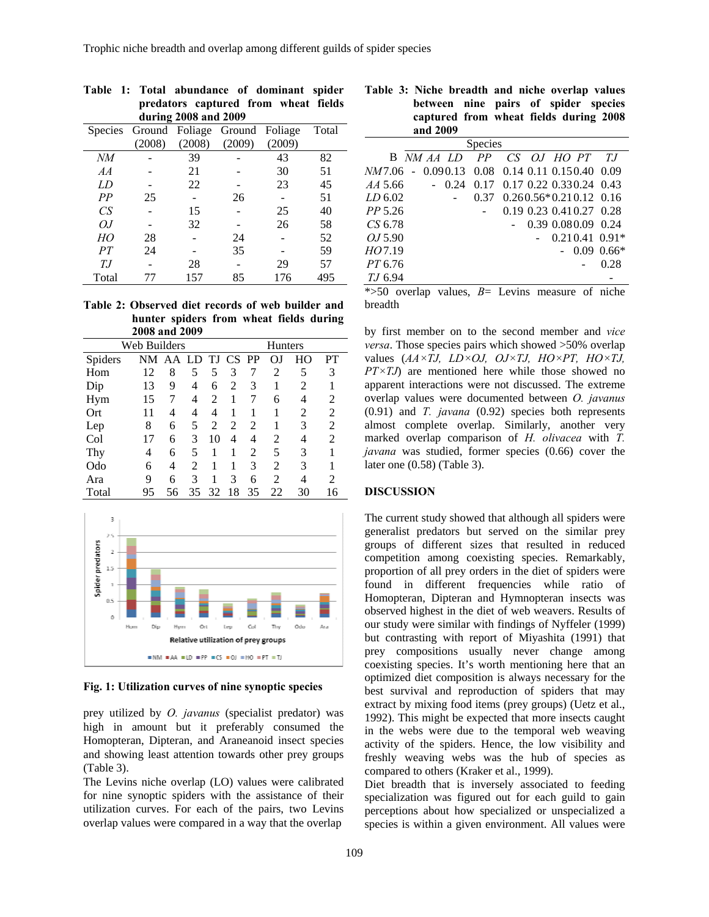**Table 1: Total abundance of dominant spider predators captured from wheat fields during 2008 and 2009**

| Species | Ground (2008) | Foliage (2008) | Ground (2009) | Foliage (2009) | Total |
|---|---|---|---|---|---|
| *NM* | - | 39 | - | 43 | 82 |
| *AA* | - | 21 | - | 30 | 51 |
| *LD* | - | 22 | - | 23 | 45 |
| *PP* | 25 | - | 26 | - | 51 |
| *CS* | - | 15 | - | 25 | 40 |
| *OJ* | - | 32 | - | 26 | 58 |
| *HO* | 28 | - | 24 | - | 52 |
| *PT* | 24 | - | 35 | - | 59 |
| *TJ* | - | 28 | - | 29 | 57 |
| Total | 77 | 157 | 85 | 176 | 495 |

**Table 2: Observed diet records of web builder and hunter spiders from wheat fields during 2008 and 2009**

| | Web Builders | | | | | | Hunters | | |
|---|---|---|---|---|---|---|---|---|---|
| Spiders | NM | AA | LD | TJ | CS | PP | OJ | HO | PT |
| Hom | 12 | 8 | 5 | 5 | 3 | 7 | 2 | 5 | 3 |
| Dip | 13 | 9 | 4 | 6 | 2 | 3 | 1 | 2 | 1 |
| Hym | 15 | 7 | 4 | 2 | 1 | 7 | 6 | 4 | 2 |
| Ort | 11 | 4 | 4 | 4 | 1 | 1 | 1 | 2 | 2 |
| Lep | 8 | 6 | 5 | 2 | 2 | 2 | 1 | 3 | 2 |
| Col | 17 | 6 | 3 | 10 | 4 | 4 | 2 | 4 | 2 |
| Thy | 4 | 6 | 5 | 1 | 1 | 2 | 5 | 3 | 1 |
| Odo | 6 | 4 | 2 | 1 | 1 | 3 | 2 | 3 | 1 |
| Ara | 9 | 6 | 3 | 1 | 3 | 6 | 2 | 4 | 2 |
| Total | 95 | 56 | 35 | 32 | 18 | 35 | 22 | 30 | 16 |

**Fig. 1: Utilization curves of nine synoptic species**

prey utilized by *O. javanus* (specialist predator) was high in amount but it preferably consumed the Homopteran, Dipteran, and Araneanoid insect species and showing least attention towards other prey groups (Table 3).

The Levins niche overlap (LO) values were calibrated for nine synoptic spiders with the assistance of their utilization curves. For each of the pairs, two Levins overlap values were compared in a way that the overlap by first member on to the second member and *vice versa*. Those species pairs which showed >50% overlap values (*AA×TJ, LD×OJ, OJ×TJ, HO×PT, HO×TJ, PT×TJ*) are mentioned here while those showed no apparent interactions were not discussed. The extreme overlap values were documented between *O. javanus* (0.91) and *T. javana* (0.92) species both represents almost complete overlap. Similarly, another very marked overlap comparison of *H. olivacea* with *T. javana* was studied, former species (0.66) cover the later one (0.58) (Table 3).

**Table 3: Niche breadth and niche overlap values between nine pairs of spider species captured from wheat fields during 2008 and 2009**

| | | Species | | | | | | | | |
|---|---|---|---|---|---|---|---|---|---|---|
| | B | *NM* | *AA* | *LD* | *PP* | *CS* | *OJ* | *HO* | *PT* | *TJ* |
| *NM* | 7.06 | - | 0.09 | 0.13 | 0.08 | 0.14 | 0.11 | 0.15 | 0.40 | 0.09 |
| *AA* | 5.66 | | - | 0.24 | 0.17 | 0.17 | 0.22 | 0.33 | 0.24 | 0.43 |
| *LD* | 6.02 | | | - | 0.37 | 0.26 | 0.56* | 0.21 | 0.12 | 0.16 |
| *PP* | 5.26 | | | | - | 0.19 | 0.23 | 0.41 | 0.27 | 0.28 |
| *CS* | 6.78 | | | | | - | 0.39 | 0.08 | 0.09 | 0.24 |
| *OJ* | 5.90 | | | | | | - | 0.21 | 0.41 | 0.91* |
| *HO* | 7.19 | | | | | | | - | 0.09 | 0.66* |
| *PT* | 6.76 | | | | | | | | - | 0.28 |
| *TJ* | 6.94 | | | | | | | | | - |

*>50 overlap values, *B*= Levins measure of niche breadth

## DISCUSSION

The current study showed that although all spiders were generalist predators but served on the similar prey groups of different sizes that resulted in reduced competition among coexisting species. Remarkably, proportion of all prey orders in the diet of spiders were found in different frequencies while ratio of Homopteran, Dipteran and Hymnopteran insects was observed highest in the diet of web weavers. Results of our study were similar with findings of Nyffeler (1999) but contrasting with report of Miyashita (1991) that prey compositions usually never change among coexisting species. It's worth mentioning here that an optimized diet composition is always necessary for the best survival and reproduction of spiders that may extract by mixing food items (prey groups) (Uetz et al., 1992). This might be expected that more insects caught in the webs were due to the temporal web weaving activity of the spiders. Hence, the low visibility and freshly weaving webs was the hub of species as compared to others (Kraker et al., 1999).

Diet breadth that is inversely associated to feeding specialization was figured out for each guild to gain perceptions about how specialized or unspecialized a species is within a given environment. All values were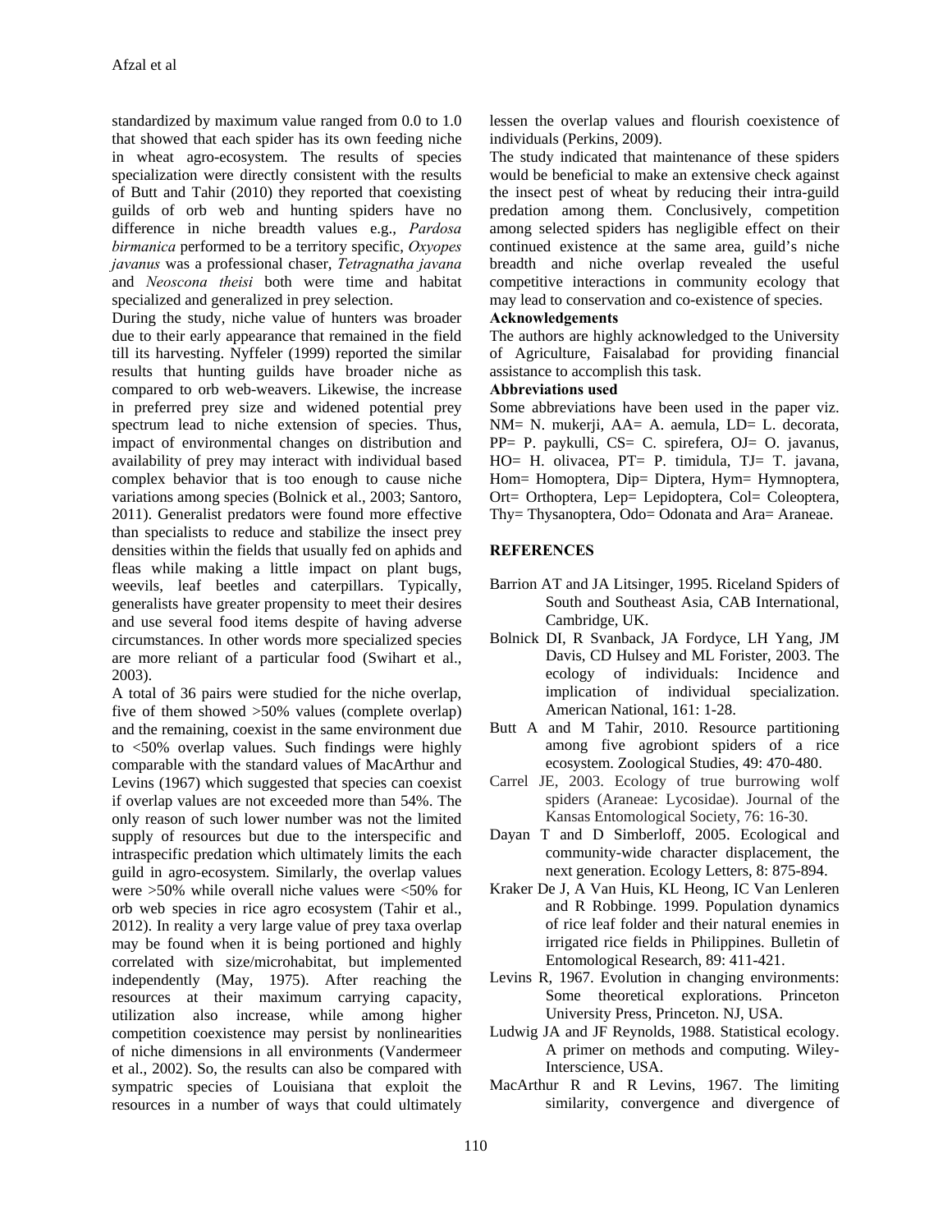standardized by maximum value ranged from 0.0 to 1.0 that showed that each spider has its own feeding niche in wheat agro-ecosystem. The results of species specialization were directly consistent with the results of Butt and Tahir (2010) they reported that coexisting guilds of orb web and hunting spiders have no difference in niche breadth values e.g., *Pardosa birmanica* performed to be a territory specific, *Oxyopes javanus* was a professional chaser, *Tetragnatha javana* and *Neoscona theisi* both were time and habitat specialized and generalized in prey selection.

During the study, niche value of hunters was broader due to their early appearance that remained in the field till its harvesting. Nyffeler (1999) reported the similar results that hunting guilds have broader niche as compared to orb web-weavers. Likewise, the increase in preferred prey size and widened potential prey spectrum lead to niche extension of species. Thus, impact of environmental changes on distribution and availability of prey may interact with individual based complex behavior that is too enough to cause niche variations among species (Bolnick et al., 2003; Santoro, 2011). Generalist predators were found more effective than specialists to reduce and stabilize the insect prey densities within the fields that usually fed on aphids and fleas while making a little impact on plant bugs, weevils, leaf beetles and caterpillars. Typically, generalists have greater propensity to meet their desires and use several food items despite of having adverse circumstances. In other words more specialized species are more reliant of a particular food (Swihart et al., 2003).

A total of 36 pairs were studied for the niche overlap, five of them showed >50% values (complete overlap) and the remaining, coexist in the same environment due to <50% overlap values. Such findings were highly comparable with the standard values of MacArthur and Levins (1967) which suggested that species can coexist if overlap values are not exceeded more than 54%. The only reason of such lower number was not the limited supply of resources but due to the interspecific and intraspecific predation which ultimately limits the each guild in agro-ecosystem. Similarly, the overlap values were >50% while overall niche values were <50% for orb web species in rice agro ecosystem (Tahir et al., 2012). In reality a very large value of prey taxa overlap may be found when it is being portioned and highly correlated with size/microhabitat, but implemented independently (May, 1975). After reaching the resources at their maximum carrying capacity, utilization also increase, while among higher competition coexistence may persist by nonlinearities of niche dimensions in all environments (Vandermeer et al., 2002). So, the results can also be compared with sympatric species of Louisiana that exploit the resources in a number of ways that could ultimately lessen the overlap values and flourish coexistence of individuals (Perkins, 2009).

The study indicated that maintenance of these spiders would be beneficial to make an extensive check against the insect pest of wheat by reducing their intra-guild predation among them. Conclusively, competition among selected spiders has negligible effect on their continued existence at the same area, guild's niche breadth and niche overlap revealed the useful competitive interactions in community ecology that may lead to conservation and co-existence of species.

**Acknowledgements**

The authors are highly acknowledged to the University of Agriculture, Faisalabad for providing financial assistance to accomplish this task.

**Abbreviations used**

Some abbreviations have been used in the paper viz. NM= N. mukerji, AA= A. aemula, LD= L. decorata, PP= P. paykulli, CS= C. spirefera, OJ= O. javanus, HO= H. olivacea, PT= P. timidula, TJ= T. javana, Hom= Homoptera, Dip= Diptera, Hym= Hymnoptera, Ort= Orthoptera, Lep= Lepidoptera, Col= Coleoptera, Thy= Thysanoptera, Odo= Odonata and Ara= Araneae.

## REFERENCES

Barrion AT and JA Litsinger, 1995. Riceland Spiders of South and Southeast Asia, CAB International, Cambridge, UK.

Bolnick DI, R Svanback, JA Fordyce, LH Yang, JM Davis, CD Hulsey and ML Forister, 2003. The ecology of individuals: Incidence and implication of individual specialization. American National, 161: 1-28.

Butt A and M Tahir, 2010. Resource partitioning among five agrobiont spiders of a rice ecosystem. Zoological Studies, 49: 470-480.

Carrel JE, 2003. Ecology of true burrowing wolf spiders (Araneae: Lycosidae). Journal of the Kansas Entomological Society, 76: 16-30.

Dayan T and D Simberloff, 2005. Ecological and community-wide character displacement, the next generation. Ecology Letters, 8: 875-894.

Kraker De J, A Van Huis, KL Heong, IC Van Lenleren and R Robbinge. 1999. Population dynamics of rice leaf folder and their natural enemies in irrigated rice fields in Philippines. Bulletin of Entomological Research, 89: 411-421.

Levins R, 1967. Evolution in changing environments: Some theoretical explorations. Princeton University Press, Princeton. NJ, USA.

Ludwig JA and JF Reynolds, 1988. Statistical ecology. A primer on methods and computing. Wiley-Interscience, USA.

MacArthur R and R Levins, 1967. The limiting similarity, convergence and divergence of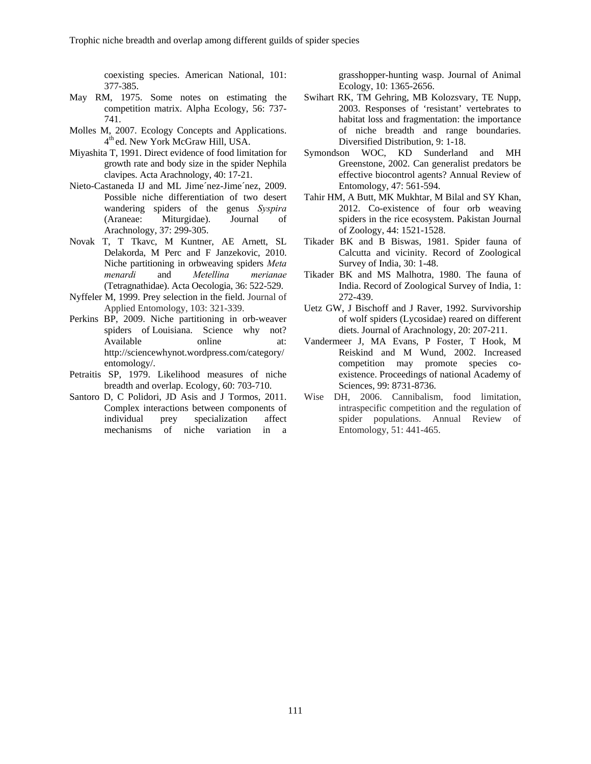coexisting species. American National, 101: 377-385.

May RM, 1975. Some notes on estimating the competition matrix. Alpha Ecology, 56: 737-741.

Molles M, 2007. Ecology Concepts and Applications. 4th ed. New York McGraw Hill, USA.

Miyashita T, 1991. Direct evidence of food limitation for growth rate and body size in the spider Nephila clavipes. Acta Arachnology, 40: 17-21.

Nieto-Castaneda IJ and ML Jime´nez-Jime´nez, 2009. Possible niche differentiation of two desert wandering spiders of the genus *Syspira* (Araneae: Miturgidae). Journal of Arachnology, 37: 299-305.

Novak T, T Tkavc, M Kuntner, AE Arnett, SL Delakorda, M Perc and F Janzekovic, 2010. Niche partitioning in orbweaving spiders *Meta menardi* and *Metellina merianae* (Tetragnathidae). Acta Oecologia, 36: 522-529.

Nyffeler M, 1999. Prey selection in the field. Journal of Applied Entomology, 103: 321-339.

Perkins BP, 2009. Niche partitioning in orb-weaver spiders of Louisiana. Science why not? Available online at: http://sciencewhynot.wordpress.com/category/entomology/.

Petraitis SP, 1979. Likelihood measures of niche breadth and overlap. Ecology, 60: 703-710.

Santoro D, C Polidori, JD Asis and J Tormos, 2011. Complex interactions between components of individual prey specialization affect mechanisms of niche variation in a grasshopper-hunting wasp. Journal of Animal Ecology, 10: 1365-2656.

Swihart RK, TM Gehring, MB Kolozsvary, TE Nupp, 2003. Responses of 'resistant' vertebrates to habitat loss and fragmentation: the importance of niche breadth and range boundaries. Diversified Distribution, 9: 1-18.

Symondson WOC, KD Sunderland and MH Greenstone, 2002. Can generalist predators be effective biocontrol agents? Annual Review of Entomology, 47: 561-594.

Tahir HM, A Butt, MK Mukhtar, M Bilal and SY Khan, 2012. Co-existence of four orb weaving spiders in the rice ecosystem. Pakistan Journal of Zoology, 44: 1521-1528.

Tikader BK and B Biswas, 1981. Spider fauna of Calcutta and vicinity. Record of Zoological Survey of India, 30: 1-48.

Tikader BK and MS Malhotra, 1980. The fauna of India. Record of Zoological Survey of India, 1: 272-439.

Uetz GW, J Bischoff and J Raver, 1992. Survivorship of wolf spiders (Lycosidae) reared on different diets. Journal of Arachnology, 20: 207-211.

Vandermeer J, MA Evans, P Foster, T Hook, M Reiskind and M Wund, 2002. Increased competition may promote species co-existence. Proceedings of national Academy of Sciences, 99: 8731-8736.

Wise DH, 2006. Cannibalism, food limitation, intraspecific competition and the regulation of spider populations. Annual Review of Entomology, 51: 441-465.